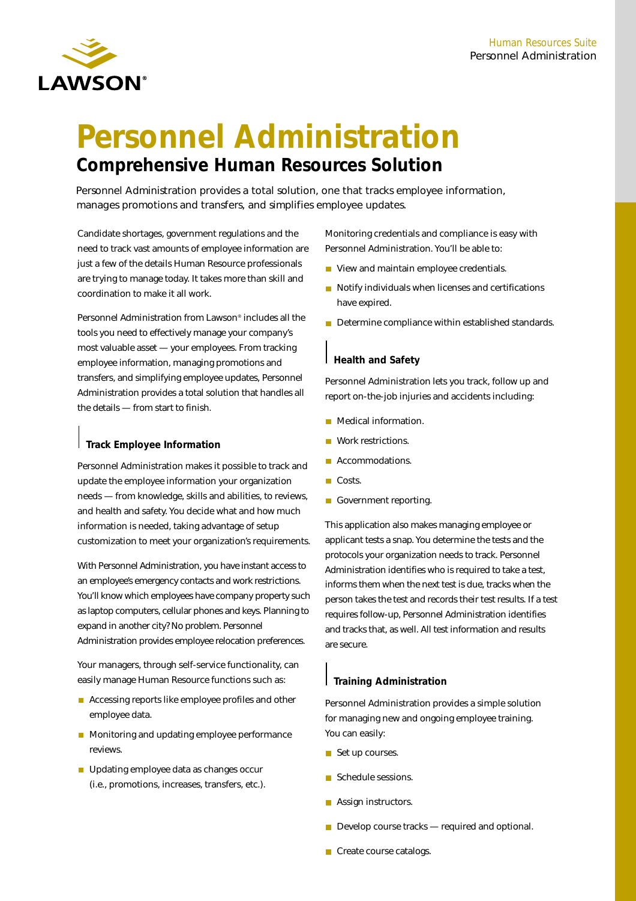# Personnel Administration

## Comprehensive Human Resources Solution

Personnel Administration provides a total solution, one that tracks employee information, manages promotions and transfers, and simplifies employee updates.

Candidate shortages, government regulations and the need to track vast amounts of employee information are just a few of the details Human Resource professionals are trying to manage today. It takes more than skill and coordination to make it all work.

Personnel Administration from Lawson® includes all the tools you need to effectively manage your company's most valuable asset — your employees. From tracking employee information, managing promotions and transfers, and simplifying employee updates, Personnel Administration provides a total solution that handles all the details — from start to finish.

### Track Employee Information

Personnel Administration makes it possible to track and update the employee information your organization needs — from knowledge, skills and abilities, to reviews, and health and safety. You decide what and how much information is needed, taking advantage of setup customization to meet your organization's requirements.

With Personnel Administration, you have instant access to an employee's emergency contacts and work restrictions. You'll know which employees have company property such as laptop computers, cellular phones and keys. Planning to expand in another city? No problem. Personnel Administration provides employee relocation preferences.

Your managers, through self-service functionality, can easily manage Human Resource functions such as:

- Accessing reports like employee profiles and other employee data.
- Monitoring and updating employee performance reviews.
- Updating employee data as changes occur (i.e., promotions, increases, transfers, etc.).

Monitoring credentials and compliance is easy with Personnel Administration. You'll be able to:

- View and maintain employee credentials.
- Notify individuals when licenses and certifications have expired.
- Determine compliance within established standards.

### Health and Safety

Personnel Administration lets you track, follow up and report on-the-job injuries and accidents including:

- Medical information.
- Work restrictions.
- Accommodations.
- Costs.
- Government reporting.

This application also makes managing employee or applicant tests a snap. You determine the tests and the protocols your organization needs to track. Personnel Administration identifies who is required to take a test, informs them when the next test is due, tracks when the person takes the test and records their test results. If a test requires follow-up, Personnel Administration identifies and tracks that, as well. All test information and results are secure.

### Training Administration

Personnel Administration provides a simple solution for managing new and ongoing employee training. You can easily:

- Set up courses.
- Schedule sessions.
- Assign instructors.
- Develop course tracks — required and optional.
- Create course catalogs.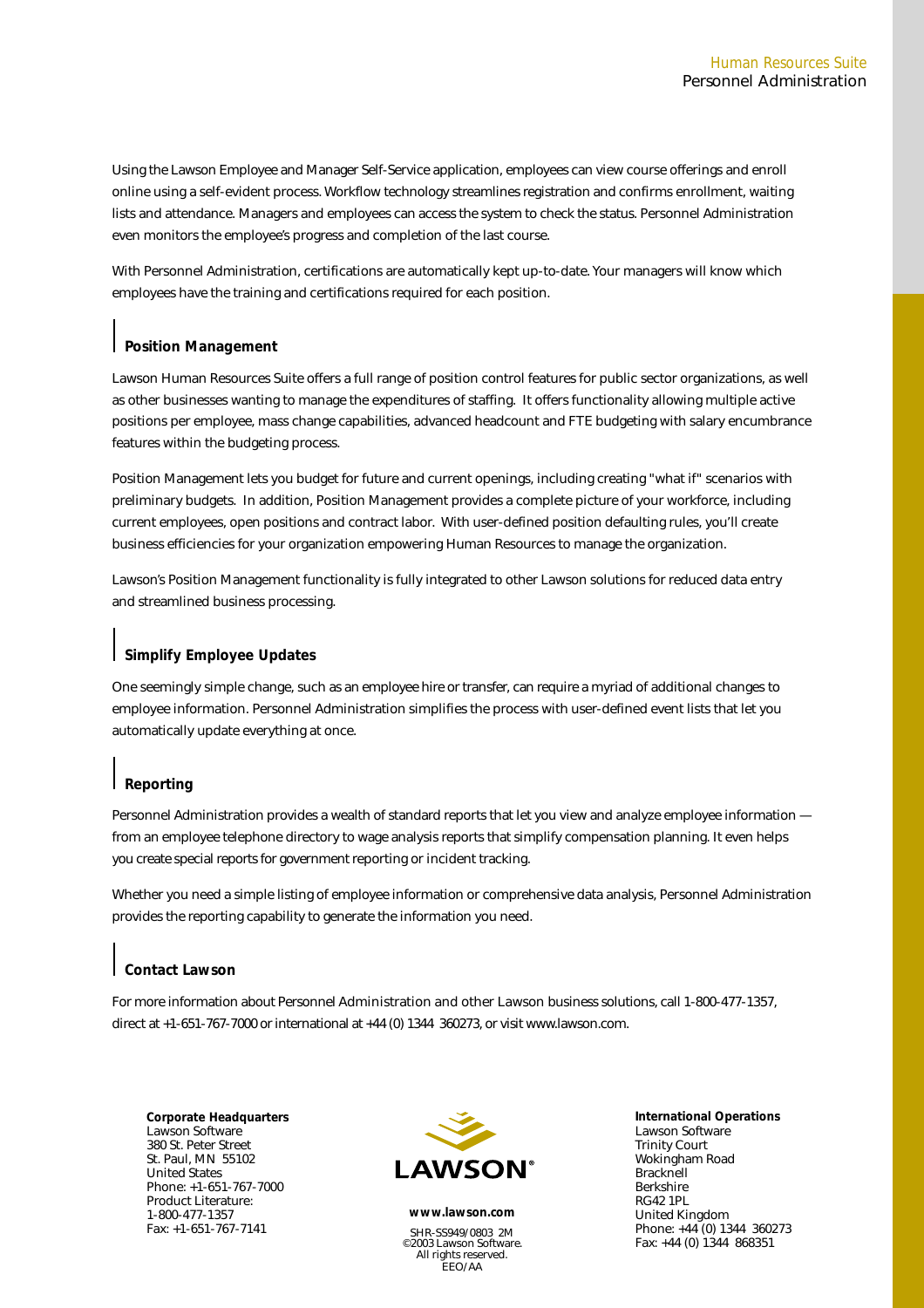Using the Lawson Employee and Manager Self-Service application, employees can view course offerings and enroll online using a self-evident process. Workflow technology streamlines registration and confirms enrollment, waiting lists and attendance. Managers and employees can access the system to check the status. Personnel Administration even monitors the employee's progress and completion of the last course.

With Personnel Administration, certifications are automatically kept up-to-date. Your managers will know which employees have the training and certifications required for each position.

## Position Management

Lawson Human Resources Suite offers a full range of position control features for public sector organizations, as well as other businesses wanting to manage the expenditures of staffing. It offers functionality allowing multiple active positions per employee, mass change capabilities, advanced headcount and FTE budgeting with salary encumbrance features within the budgeting process.

Position Management lets you budget for future and current openings, including creating "what if" scenarios with preliminary budgets. In addition, Position Management provides a complete picture of your workforce, including current employees, open positions and contract labor. With user-defined position defaulting rules, you'll create business efficiencies for your organization empowering Human Resources to manage the organization.

Lawson's Position Management functionality is fully integrated to other Lawson solutions for reduced data entry and streamlined business processing.

## Simplify Employee Updates

One seemingly simple change, such as an employee hire or transfer, can require a myriad of additional changes to employee information. Personnel Administration simplifies the process with user-defined event lists that let you automatically update everything at once.

## Reporting

Personnel Administration provides a wealth of standard reports that let you view and analyze employee information — from an employee telephone directory to wage analysis reports that simplify compensation planning. It even helps you create special reports for government reporting or incident tracking.

Whether you need a simple listing of employee information or comprehensive data analysis, Personnel Administration provides the reporting capability to generate the information you need.

## Contact Lawson

For more information about Personnel Administration and other Lawson business solutions, call 1-800-477-1357, direct at +1-651-767-7000 or international at +44 (0) 1344 360273, or visit www.lawson.com.

**Corporate Headquarters**
Lawson Software
380 St. Peter Street
St. Paul, MN 55102
United States
Phone: +1-651-767-7000
Product Literature:
1-800-477-1357
Fax: +1-651-767-7141

LAWSON®

**www.lawson.com**

SHR-SS949/0803 2M
©2003 Lawson Software.
All rights reserved.
EEO/AA

**International Operations**
Lawson Software
Trinity Court
Wokingham Road
Bracknell
Berkshire
RG42 1PL
United Kingdom
Phone: +44 (0) 1344 360273
Fax: +44 (0) 1344 868351